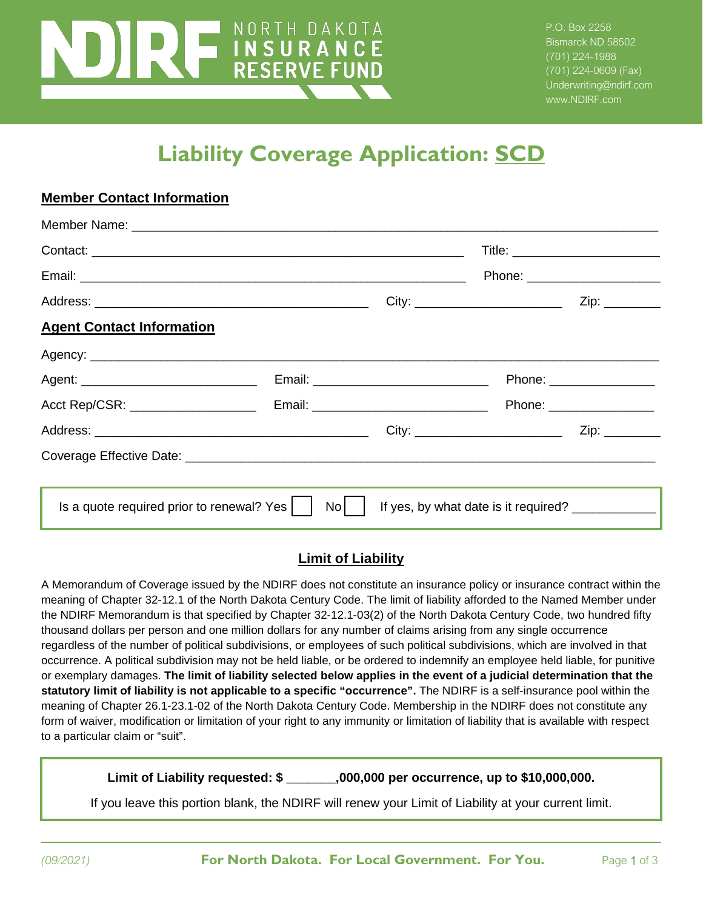NDIRF NORTH DAKOTA INSURANCE RESERVE FUND

P.O. Box 2258
Bismarck ND 58502
(701) 224-1988
(701) 224-0609 (Fax)
Underwriting@ndirf.com
www.NDIRF.com

# Liability Coverage Application: SCD

## Member Contact Information

Member Name: ___________________________________________________________________________

Contact: _____________________________________________________ Title: ____________________

Email: ________________________________________________________ Phone: __________________

Address: ______________________________________ City: _____________________ Zip: ________

## Agent Contact Information

Agency: _______________________________________________________________________________

Agent: _________________________ Email: _________________________ Phone: _______________

Acct Rep/CSR: ___________________ Email: _________________________ Phone: _______________

Address: ______________________________________ City: _____________________ Zip: ________

Coverage Effective Date: _______________________________________________________________

Is a quote required prior to renewal? Yes ☐ No ☐ If yes, by what date is it required? ___________

## Limit of Liability

A Memorandum of Coverage issued by the NDIRF does not constitute an insurance policy or insurance contract within the meaning of Chapter 32-12.1 of the North Dakota Century Code. The limit of liability afforded to the Named Member under the NDIRF Memorandum is that specified by Chapter 32-12.1-03(2) of the North Dakota Century Code, two hundred fifty thousand dollars per person and one million dollars for any number of claims arising from any single occurrence regardless of the number of political subdivisions, or employees of such political subdivisions, which are involved in that occurrence. A political subdivision may not be held liable, or be ordered to indemnify an employee held liable, for punitive or exemplary damages. **The limit of liability selected below applies in the event of a judicial determination that the statutory limit of liability is not applicable to a specific "occurrence".** The NDIRF is a self-insurance pool within the meaning of Chapter 26.1-23.1-02 of the North Dakota Century Code. Membership in the NDIRF does not constitute any form of waiver, modification or limitation of your right to any immunity or limitation of liability that is available with respect to a particular claim or "suit".

**Limit of Liability requested: $ _______,000,000 per occurrence, up to $10,000,000.**

If you leave this portion blank, the NDIRF will renew your Limit of Liability at your current limit.

*(09/2021)* **For North Dakota. For Local Government. For You.**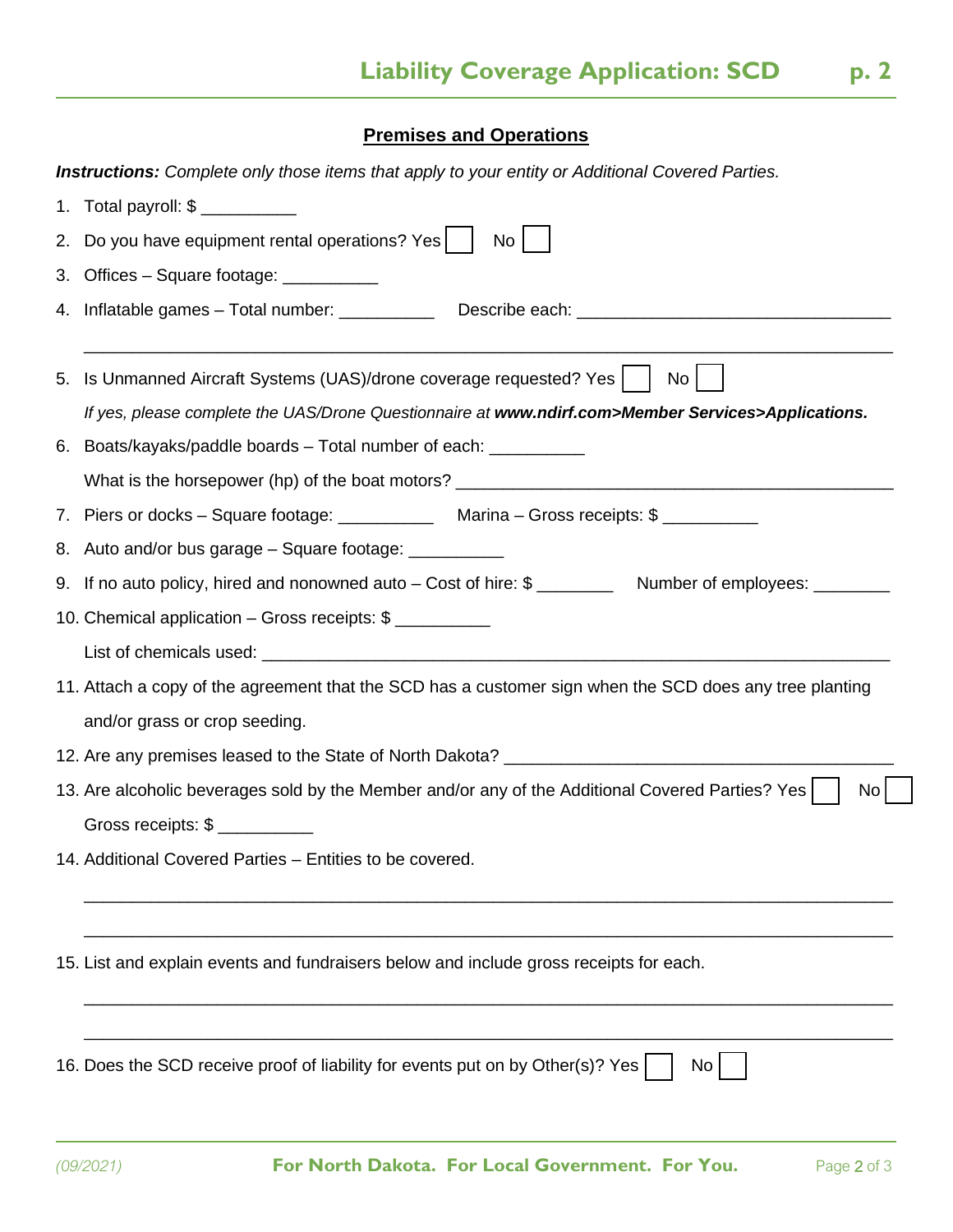## Premises and Operations

***Instructions:*** *Complete only those items that apply to your entity or Additional Covered Parties.*

1. Total payroll: $ __________
2. Do you have equipment rental operations? Yes ☐ No ☐
3. Offices – Square footage: __________
4. Inflatable games – Total number: __________ Describe each: ________________________________

   ______________________________________________________________________________
5. Is Unmanned Aircraft Systems (UAS)/drone coverage requested? Yes ☐ No ☐

   *If yes, please complete the UAS/Drone Questionnaire at* ***www.ndirf.com>Member Services>Applications.***
6. Boats/kayaks/paddle boards – Total number of each: __________

   What is the horsepower (hp) of the boat motors? ____________________________________________
7. Piers or docks – Square footage: __________ Marina – Gross receipts: $ __________
8. Auto and/or bus garage – Square footage: __________
9. If no auto policy, hired and nonowned auto – Cost of hire: $ ________ Number of employees: ________
10. Chemical application – Gross receipts: $ __________

    List of chemicals used: _________________________________________________________________
11. Attach a copy of the agreement that the SCD has a customer sign when the SCD does any tree planting and/or grass or crop seeding.
12. Are any premises leased to the State of North Dakota? ______________________________________
13. Are alcoholic beverages sold by the Member and/or any of the Additional Covered Parties? Yes ☐ No ☐

    Gross receipts: $ __________
14. Additional Covered Parties – Entities to be covered.

    ______________________________________________________________________________

    ______________________________________________________________________________
15. List and explain events and fundraisers below and include gross receipts for each.

    ______________________________________________________________________________

    ______________________________________________________________________________
16. Does the SCD receive proof of liability for events put on by Other(s)? Yes ☐ No ☐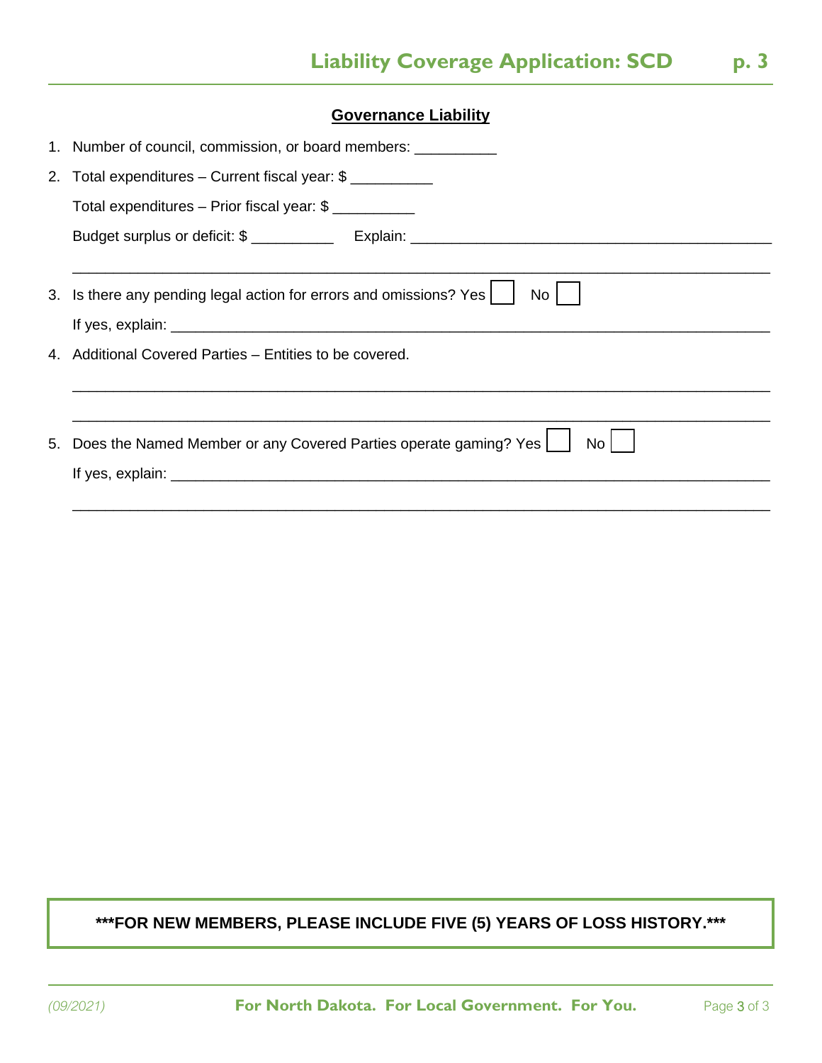## Governance Liability

1. Number of council, commission, or board members: __________
2. Total expenditures – Current fiscal year: $ __________

   Total expenditures – Prior fiscal year: $ __________

   Budget surplus or deficit: $ __________ Explain: ____________________________________________

   ________________________________________________________________________________
3. Is there any pending legal action for errors and omissions? Yes ☐ No ☐

   If yes, explain: ____________________________________________________________________
4. Additional Covered Parties – Entities to be covered.

   ________________________________________________________________________________

   ________________________________________________________________________________
5. Does the Named Member or any Covered Parties operate gaming? Yes ☐ No ☐

   If yes, explain: ____________________________________________________________________

   ________________________________________________________________________________

**\*\*\*FOR NEW MEMBERS, PLEASE INCLUDE FIVE (5) YEARS OF LOSS HISTORY.\*\*\***